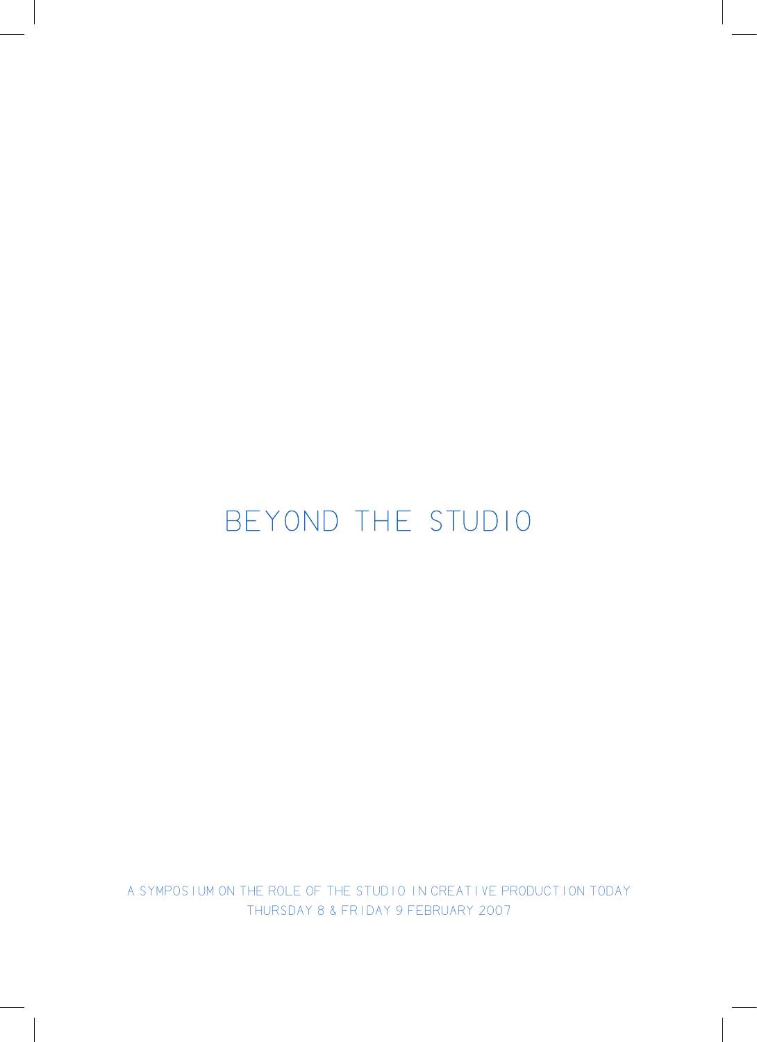# BEYOND THE STUDIO

A SYMPOSIUM ON THE ROLE OF THE STUDIO IN CREATIVE PRODUCTION TODAY
THURSDAY 8 & FRIDAY 9 FEBRUARY 2007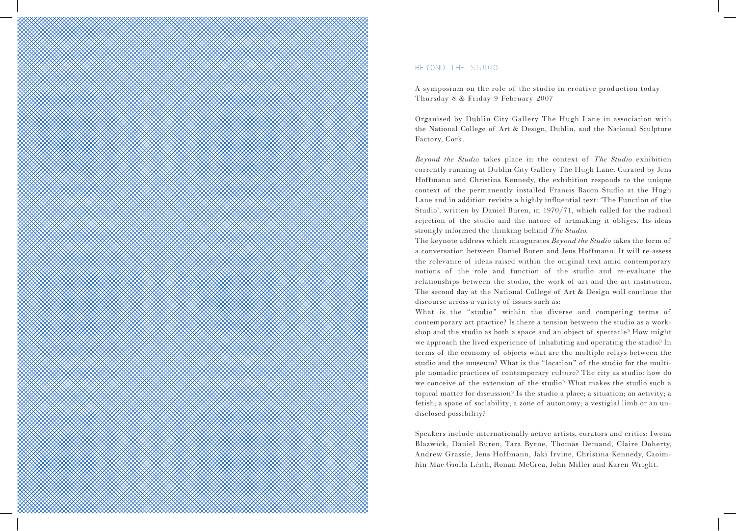# BEYOND THE STUDIO

A symposium on the role of the studio in creative production today
Thursday 8 & Friday 9 February 2007

Organised by Dublin City Gallery The Hugh Lane in association with the National College of Art & Design, Dublin, and the National Sculpture Factory, Cork.

*Beyond the Studio* takes place in the context of *The Studio* exhibition currently running at Dublin City Gallery The Hugh Lane. Curated by Jens Hoffmann and Christina Kennedy, the exhibition responds to the unique context of the permanently installed Francis Bacon Studio at the Hugh Lane and in addition revisits a highly influential text: 'The Function of the Studio', written by Daniel Buren, in 1970/71, which called for the radical rejection of the studio and the nature of artmaking it obliges. Its ideas strongly informed the thinking behind *The Studio*.

The keynote address which inaugurates *Beyond the Studio* takes the form of a conversation between Daniel Buren and Jens Hoffmann. It will re-assess the relevance of ideas raised within the original text amid contemporary notions of the role and function of the studio and re-evaluate the relationships between the studio, the work of art and the art institution. The second day at the National College of Art & Design will continue the discourse across a variety of issues such as:

What is the "studio" within the diverse and competing terms of contemporary art practice? Is there a tension between the studio as a workshop and the studio as both a space and an object of spectacle? How might we approach the lived experience of inhabiting and operating the studio? In terms of the economy of objects what are the multiple relays between the studio and the museum? What is the "location" of the studio for the multiple nomadic practices of contemporary culture? The city as studio: how do we conceive of the extension of the studio? What makes the studio such a topical matter for discussion? Is the studio a place; a situation; an activity; a fetish; a space of sociability; a zone of autonomy; a vestigial limb or an undisclosed possibility?

Speakers include internationally active artists, curators and critics: Iwona Blazwick, Daniel Buren, Tara Byrne, Thomas Demand, Claire Doherty, Andrew Grassie, Jens Hoffmann, Jaki Irvine, Christina Kennedy, Caoimhín Mac Giolla Léith, Ronan McCrea, John Miller and Karen Wright.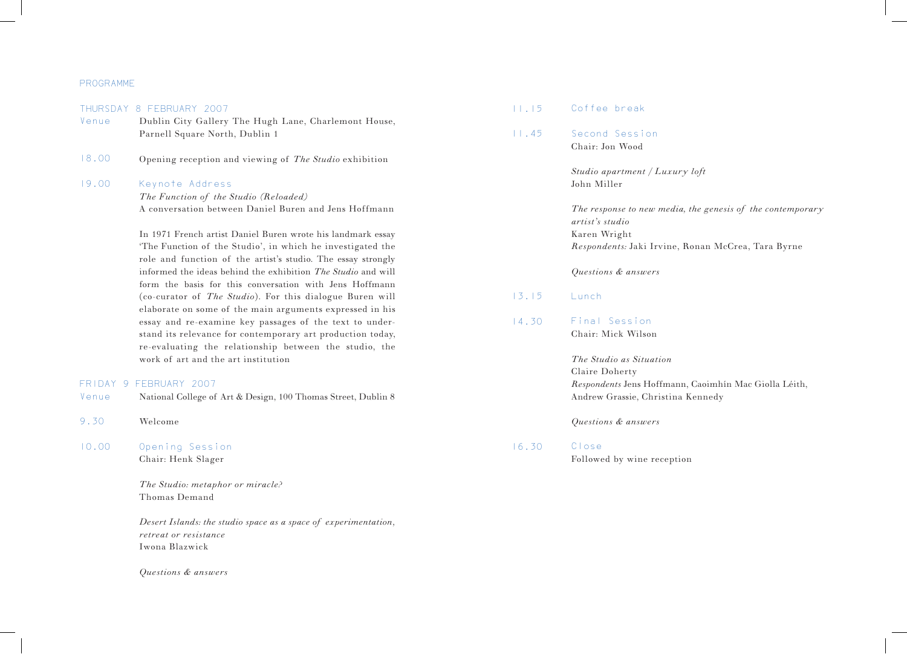## PROGRAMME

### THURSDAY 8 FEBRUARY 2007

**Venue** Dublin City Gallery The Hugh Lane, Charlemont House, Parnell Square North, Dublin 1

**18.00** Opening reception and viewing of *The Studio* exhibition

**19.00** Keynote Address

*The Function of the Studio (Reloaded)*
A conversation between Daniel Buren and Jens Hoffmann

In 1971 French artist Daniel Buren wrote his landmark essay 'The Function of the Studio', in which he investigated the role and function of the artist's studio. The essay strongly informed the ideas behind the exhibition *The Studio* and will form the basis for this conversation with Jens Hoffmann (co-curator of *The Studio*). For this dialogue Buren will elaborate on some of the main arguments expressed in his essay and re-examine key passages of the text to understand its relevance for contemporary art production today, re-evaluating the relationship between the studio, the work of art and the art institution

### FRIDAY 9 FEBRUARY 2007

**Venue** National College of Art & Design, 100 Thomas Street, Dublin 8

**9.30** Welcome

**10.00** Opening Session
Chair: Henk Slager

*The Studio: metaphor or miracle?*
Thomas Demand

*Desert Islands: the studio space as a space of experimentation, retreat or resistance*
Iwona Blazwick

*Questions & answers*

**11.15** Coffee break

**11.45** Second Session
Chair: Jon Wood

*Studio apartment / Luxury loft*
John Miller

*The response to new media, the genesis of the contemporary artist's studio*
Karen Wright
*Respondents:* Jaki Irvine, Ronan McCrea, Tara Byrne

*Questions & answers*

**13.15** Lunch

**14.30** Final Session
Chair: Mick Wilson

*The Studio as Situation*
Claire Doherty
*Respondents* Jens Hoffmann, Caoimhín Mac Giolla Léith, Andrew Grassie, Christina Kennedy

*Questions & answers*

**16.30** Close
Followed by wine reception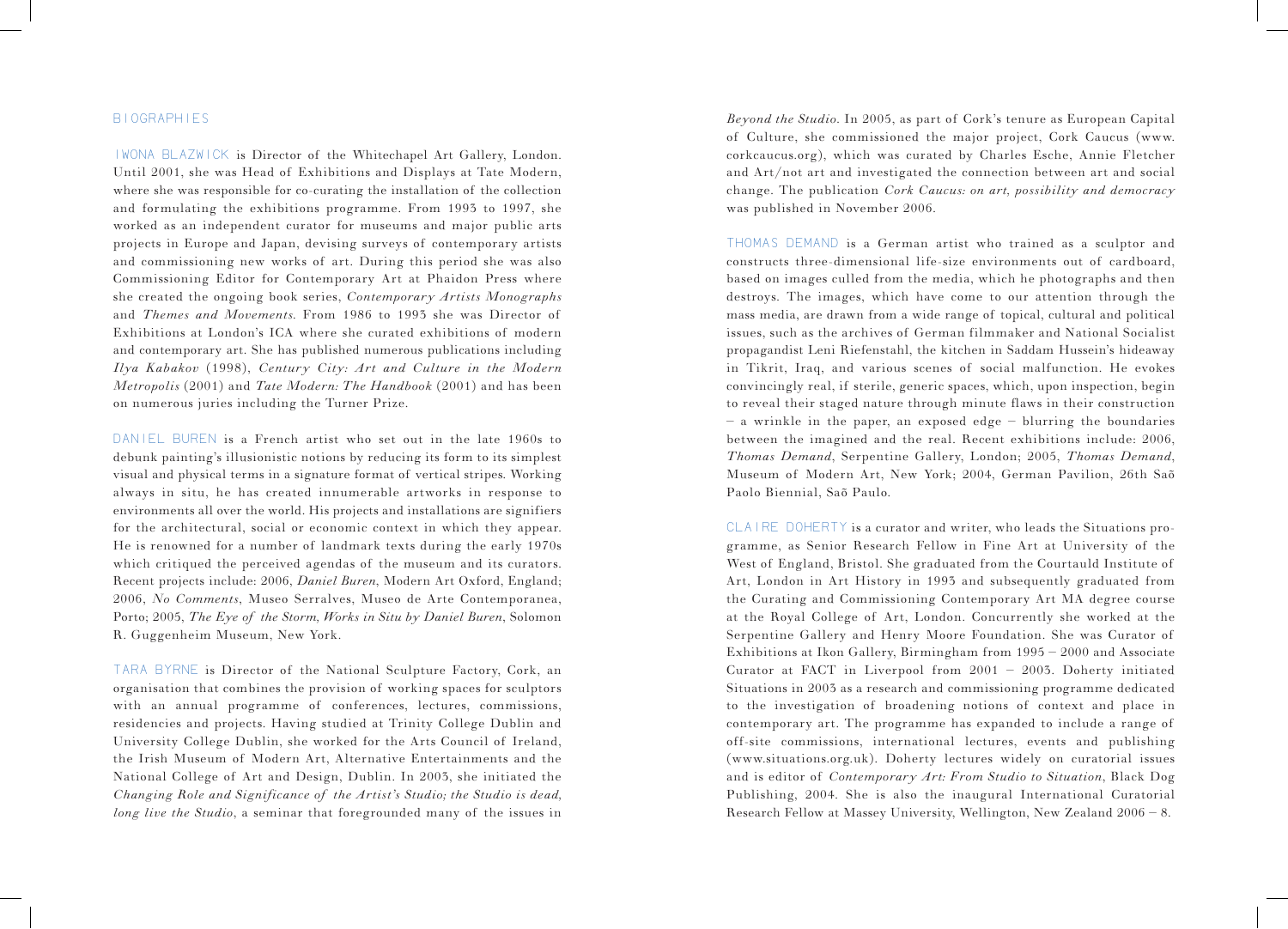## BIOGRAPHIES

IWONA BLAZWICK is Director of the Whitechapel Art Gallery, London. Until 2001, she was Head of Exhibitions and Displays at Tate Modern, where she was responsible for co-curating the installation of the collection and formulating the exhibitions programme. From 1993 to 1997, she worked as an independent curator for museums and major public arts projects in Europe and Japan, devising surveys of contemporary artists and commissioning new works of art. During this period she was also Commissioning Editor for Contemporary Art at Phaidon Press where she created the ongoing book series, *Contemporary Artists Monographs* and *Themes and Movements*. From 1986 to 1993 she was Director of Exhibitions at London's ICA where she curated exhibitions of modern and contemporary art. She has published numerous publications including *Ilya Kabakov* (1998), *Century City: Art and Culture in the Modern Metropolis* (2001) and *Tate Modern: The Handbook* (2001) and has been on numerous juries including the Turner Prize.

DANIEL BUREN is a French artist who set out in the late 1960s to debunk painting's illusionistic notions by reducing its form to its simplest visual and physical terms in a signature format of vertical stripes. Working always in situ, he has created innumerable artworks in response to environments all over the world. His projects and installations are signifiers for the architectural, social or economic context in which they appear. He is renowned for a number of landmark texts during the early 1970s which critiqued the perceived agendas of the museum and its curators. Recent projects include: 2006, *Daniel Buren*, Modern Art Oxford, England; 2006, *No Comments*, Museo Serralves, Museo de Arte Contemporanea, Porto; 2005, *The Eye of the Storm, Works in Situ by Daniel Buren*, Solomon R. Guggenheim Museum, New York.

TARA BYRNE is Director of the National Sculpture Factory, Cork, an organisation that combines the provision of working spaces for sculptors with an annual programme of conferences, lectures, commissions, residencies and projects. Having studied at Trinity College Dublin and University College Dublin, she worked for the Arts Council of Ireland, the Irish Museum of Modern Art, Alternative Entertainments and the National College of Art and Design, Dublin. In 2003, she initiated the *Changing Role and Significance of the Artist's Studio; the Studio is dead, long live the Studio*, a seminar that foregrounded many of the issues in *Beyond the Studio*. In 2005, as part of Cork's tenure as European Capital of Culture, she commissioned the major project, Cork Caucus (www.corkcaucus.org), which was curated by Charles Esche, Annie Fletcher and Art/not art and investigated the connection between art and social change. The publication *Cork Caucus: on art, possibility and democracy* was published in November 2006.

THOMAS DEMAND is a German artist who trained as a sculptor and constructs three-dimensional life-size environments out of cardboard, based on images culled from the media, which he photographs and then destroys. The images, which have come to our attention through the mass media, are drawn from a wide range of topical, cultural and political issues, such as the archives of German filmmaker and National Socialist propagandist Leni Riefenstahl, the kitchen in Saddam Hussein's hideaway in Tikrit, Iraq, and various scenes of social malfunction. He evokes convincingly real, if sterile, generic spaces, which, upon inspection, begin to reveal their staged nature through minute flaws in their construction – a wrinkle in the paper, an exposed edge – blurring the boundaries between the imagined and the real. Recent exhibitions include: 2006, *Thomas Demand*, Serpentine Gallery, London; 2005, *Thomas Demand*, Museum of Modern Art, New York; 2004, German Pavilion, 26th Saõ Paolo Biennial, Saõ Paulo.

CLAIRE DOHERTY is a curator and writer, who leads the Situations programme, as Senior Research Fellow in Fine Art at University of the West of England, Bristol. She graduated from the Courtauld Institute of Art, London in Art History in 1993 and subsequently graduated from the Curating and Commissioning Contemporary Art MA degree course at the Royal College of Art, London. Concurrently she worked at the Serpentine Gallery and Henry Moore Foundation. She was Curator of Exhibitions at Ikon Gallery, Birmingham from 1995 – 2000 and Associate Curator at FACT in Liverpool from 2001 – 2003. Doherty initiated Situations in 2003 as a research and commissioning programme dedicated to the investigation of broadening notions of context and place in contemporary art. The programme has expanded to include a range of off-site commissions, international lectures, events and publishing (www.situations.org.uk). Doherty lectures widely on curatorial issues and is editor of *Contemporary Art: From Studio to Situation*, Black Dog Publishing, 2004. She is also the inaugural International Curatorial Research Fellow at Massey University, Wellington, New Zealand 2006 – 8.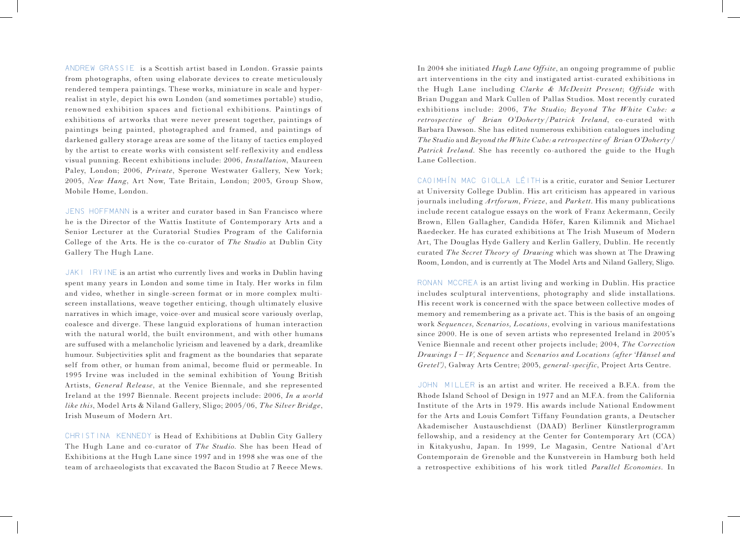ANDREW GRASSIE is a Scottish artist based in London. Grassie paints from photographs, often using elaborate devices to create meticulously rendered tempera paintings. These works, miniature in scale and hyper-realist in style, depict his own London (and sometimes portable) studio, renowned exhibition spaces and fictional exhibitions. Paintings of exhibitions of artworks that were never present together, paintings of paintings being painted, photographed and framed, and paintings of darkened gallery storage areas are some of the litany of tactics employed by the artist to create works with consistent self-reflexivity and endless visual punning. Recent exhibitions include: 2006, *Installation*, Maureen Paley, London; 2006, *Private*, Sperone Westwater Gallery, New York; 2005, *New Hang*, Art Now, Tate Britain, London; 2003, Group Show, Mobile Home, London.

JENS HOFFMANN is a writer and curator based in San Francisco where he is the Director of the Wattis Institute of Contemporary Arts and a Senior Lecturer at the Curatorial Studies Program of the California College of the Arts. He is the co-curator of *The Studio* at Dublin City Gallery The Hugh Lane.

JAKI IRVINE is an artist who currently lives and works in Dublin having spent many years in London and some time in Italy. Her works in film and video, whether in single-screen format or in more complex multi-screen installations, weave together enticing, though ultimately elusive narratives in which image, voice-over and musical score variously overlap, coalesce and diverge. These languid explorations of human interaction with the natural world, the built environment, and with other humans are suffused with a melancholic lyricism and leavened by a dark, dreamlike humour. Subjectivities split and fragment as the boundaries that separate self from other, or human from animal, become fluid or permeable. In 1995 Irvine was included in the seminal exhibition of Young British Artists, *General Release*, at the Venice Biennale, and she represented Ireland at the 1997 Biennale. Recent projects include: 2006, *In a world like this*, Model Arts & Niland Gallery, Sligo; 2005/06, *The Silver Bridge*, Irish Museum of Modern Art.

CHRISTINA KENNEDY is Head of Exhibitions at Dublin City Gallery The Hugh Lane and co-curator of *The Studio*. She has been Head of Exhibitions at the Hugh Lane since 1997 and in 1998 she was one of the team of archaeologists that excavated the Bacon Studio at 7 Reece Mews. In 2004 she initiated *Hugh Lane Offsite*, an ongoing programme of public art interventions in the city and instigated artist-curated exhibitions in the Hugh Lane including *Clarke & McDevitt Present*; *Offside* with Brian Duggan and Mark Cullen of Pallas Studios. Most recently curated exhibitions include: 2006, *The Studio; Beyond The White Cube: a retrospective of Brian O'Doherty/Patrick Ireland*, co-curated with Barbara Dawson. She has edited numerous exhibition catalogues including *The Studio* and *Beyond the White Cube: a retrospective of Brian O'Doherty/Patrick Ireland*. She has recently co-authored the guide to the Hugh Lane Collection.

CAOIMHÍN MAC GIOLLA LÉITH is a critic, curator and Senior Lecturer at University College Dublin. His art criticism has appeared in various journals including *Artforum*, *Frieze*, and *Parkett*. His many publications include recent catalogue essays on the work of Franz Ackermann, Cecily Brown, Ellen Gallagher, Candida Höfer, Karen Kilimnik and Michael Raedecker. He has curated exhibitions at The Irish Museum of Modern Art, The Douglas Hyde Gallery and Kerlin Gallery, Dublin. He recently curated *The Secret Theory of Drawing* which was shown at The Drawing Room, London, and is currently at The Model Arts and Niland Gallery, Sligo.

RONAN MCCREA is an artist living and working in Dublin. His practice includes sculptural interventions, photography and slide installations. His recent work is concerned with the space between collective modes of memory and remembering as a private act. This is the basis of an ongoing work *Sequences, Scenarios, Locations*, evolving in various manifestations since 2000. He is one of seven artists who represented Ireland in 2005's Venice Biennale and recent other projects include; 2004, *The Correction Drawings I – IV, Sequence* and *Scenarios and Locations (after 'Hänsel and Gretel')*, Galway Arts Centre; 2003, *general-specific*, Project Arts Centre.

JOHN MILLER is an artist and writer. He received a B.F.A. from the Rhode Island School of Design in 1977 and an M.F.A. from the California Institute of the Arts in 1979. His awards include National Endowment for the Arts and Louis Comfort Tiffany Foundation grants, a Deutscher Akademischer Austauschdienst (DAAD) Berliner Künstlerprogramm fellowship, and a residency at the Center for Contemporary Art (CCA) in Kitakyushu, Japan. In 1999, Le Magasin, Centre National d'Art Contemporain de Grenoble and the Kunstverein in Hamburg both held a retrospective exhibitions of his work titled *Parallel Economies*. In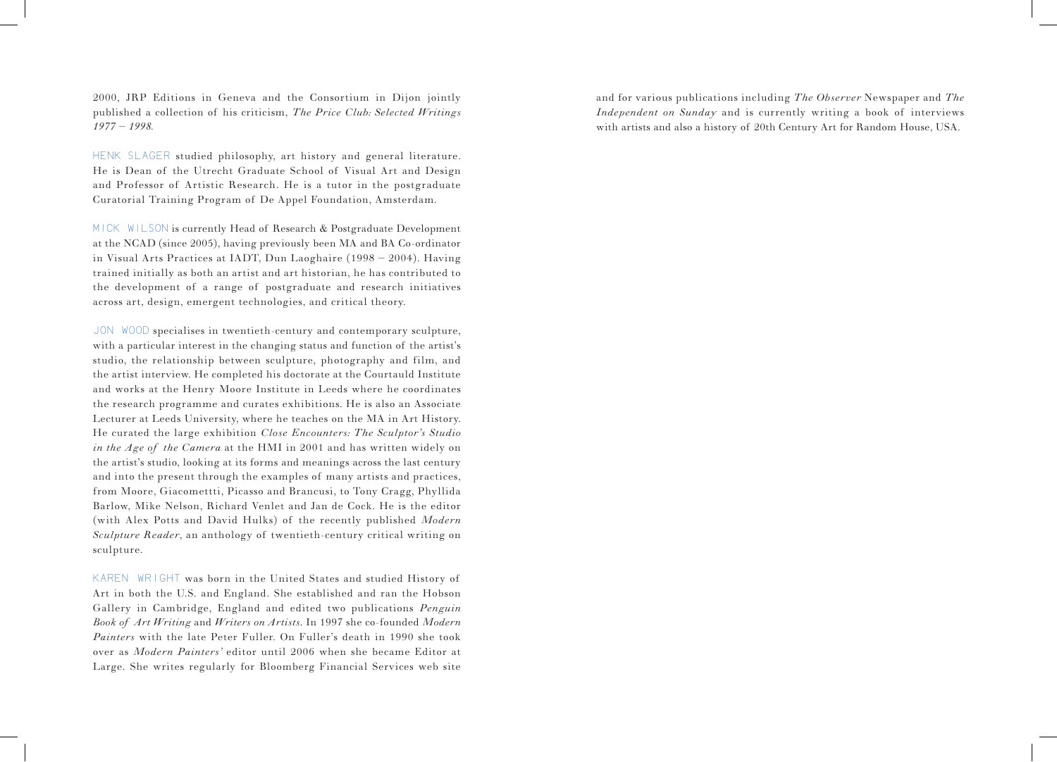2000, JRP Editions in Geneva and the Consortium in Dijon jointly published a collection of his criticism, *The Price Club: Selected Writings 1977 – 1998*.

HENK SLAGER studied philosophy, art history and general literature. He is Dean of the Utrecht Graduate School of Visual Art and Design and Professor of Artistic Research. He is a tutor in the postgraduate Curatorial Training Program of De Appel Foundation, Amsterdam.

MICK WILSON is currently Head of Research & Postgraduate Development at the NCAD (since 2005), having previously been MA and BA Co-ordinator in Visual Arts Practices at IADT, Dun Laoghaire (1998 – 2004). Having trained initially as both an artist and art historian, he has contributed to the development of a range of postgraduate and research initiatives across art, design, emergent technologies, and critical theory.

JON WOOD specialises in twentieth-century and contemporary sculpture, with a particular interest in the changing status and function of the artist's studio, the relationship between sculpture, photography and film, and the artist interview. He completed his doctorate at the Courtauld Institute and works at the Henry Moore Institute in Leeds where he coordinates the research programme and curates exhibitions. He is also an Associate Lecturer at Leeds University, where he teaches on the MA in Art History. He curated the large exhibition *Close Encounters: The Sculptor's Studio in the Age of the Camera* at the HMI in 2001 and has written widely on the artist's studio, looking at its forms and meanings across the last century and into the present through the examples of many artists and practices, from Moore, Giacomettti, Picasso and Brancusi, to Tony Cragg, Phyllida Barlow, Mike Nelson, Richard Venlet and Jan de Cock. He is the editor (with Alex Potts and David Hulks) of the recently published *Modern Sculpture Reader*, an anthology of twentieth-century critical writing on sculpture.

KAREN WRIGHT was born in the United States and studied History of Art in both the U.S. and England. She established and ran the Hobson Gallery in Cambridge, England and edited two publications *Penguin Book of Art Writing* and *Writers on Artists*. In 1997 she co-founded *Modern Painters* with the late Peter Fuller. On Fuller's death in 1990 she took over as *Modern Painters'* editor until 2006 when she became Editor at Large. She writes regularly for Bloomberg Financial Services web site and for various publications including *The Observer* Newspaper and *The Independent on Sunday* and is currently writing a book of interviews with artists and also a history of 20th Century Art for Random House, USA.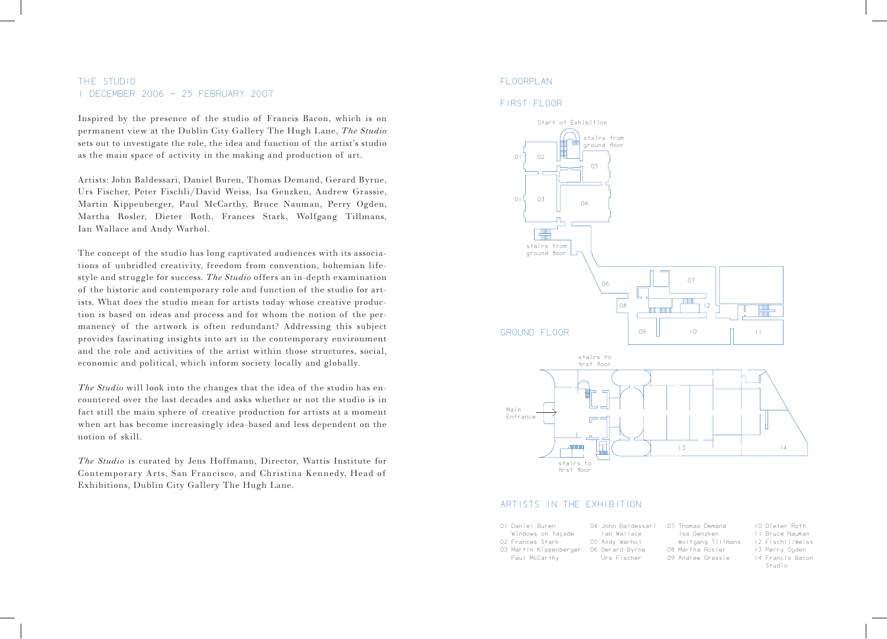## THE STUDIO

## 1 DECEMBER 2006 – 25 FEBRUARY 2007

Inspired by the presence of the studio of Francis Bacon, which is on permanent view at the Dublin City Gallery The Hugh Lane, *The Studio* sets out to investigate the role, the idea and function of the artist's studio as the main space of activity in the making and production of art.

Artists: John Baldessari, Daniel Buren, Thomas Demand, Gerard Byrne, Urs Fischer, Peter Fischli/David Weiss, Isa Genzken, Andrew Grassie, Martin Kippenberger, Paul McCarthy, Bruce Nauman, Perry Ogden, Martha Rosler, Dieter Roth, Frances Stark, Wolfgang Tillmans, Ian Wallace and Andy Warhol.

The concept of the studio has long captivated audiences with its associations of unbridled creativity, freedom from convention, bohemian lifestyle and struggle for success. *The Studio* offers an in-depth examination of the historic and contemporary role and function of the studio for artists. What does the studio mean for artists today whose creative production is based on ideas and process and for whom the notion of the permanency of the artwork is often redundant? Addressing this subject provides fascinating insights into art in the contemporary environment and the role and activities of the artist within those structures, social, economic and political, which inform society locally and globally.

*The Studio* will look into the changes that the idea of the studio has encountered over the last decades and asks whether or not the studio is in fact still the main sphere of creative production for artists at a moment when art has become increasingly idea-based and less dependent on the notion of skill.

*The Studio* is curated by Jens Hoffmann, Director, Wattis Institute for Contemporary Arts, San Francisco, and Christina Kennedy, Head of Exhibitions, Dublin City Gallery The Hugh Lane.

## FLOORPLAN

### FIRST FLOOR

Start of Exhibition

stairs from ground floor

01 02 05 01 03 04

stairs from ground floor

06 07 08 12 09 10 11

### GROUND FLOOR

stairs to first floor

Main Entrance

13 14

stairs to first floor

### ARTISTS IN THE EXHIBITION

01 Daniel Buren
   Windows on façade
02 Frances Stark
03 Martin Kippenberger
   Paul McCarthy
04 John Baldessari
   Ian Wallace
05 Andy Warhol
06 Gerard Byrne
   Urs Fischer
07 Thomas Demand
   Isa Genzken
   Wolfgang Tillmans
08 Martha Rosler
09 Andrew Grassie
10 Dieter Roth
11 Bruce Nauman
12 Fischli/Weiss
13 Perry Ogden
14 Francis Bacon
   Studio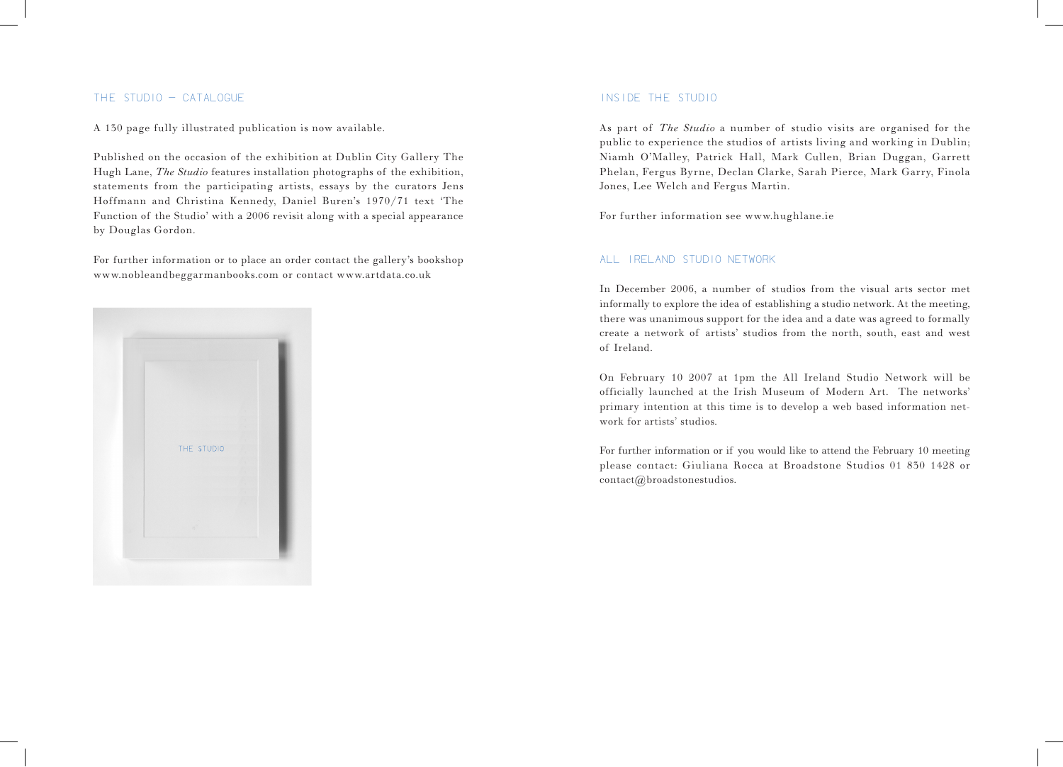## THE STUDIO — CATALOGUE

A 130 page fully illustrated publication is now available.

Published on the occasion of the exhibition at Dublin City Gallery The Hugh Lane, *The Studio* features installation photographs of the exhibition, statements from the participating artists, essays by the curators Jens Hoffmann and Christina Kennedy, Daniel Buren's 1970/71 text 'The Function of the Studio' with a 2006 revisit along with a special appearance by Douglas Gordon.

For further information or to place an order contact the gallery's bookshop www.nobleandbeggarmanbooks.com or contact www.artdata.co.uk

## INSIDE THE STUDIO

As part of *The Studio* a number of studio visits are organised for the public to experience the studios of artists living and working in Dublin; Niamh O'Malley, Patrick Hall, Mark Cullen, Brian Duggan, Garrett Phelan, Fergus Byrne, Declan Clarke, Sarah Pierce, Mark Garry, Finola Jones, Lee Welch and Fergus Martin.

For further information see www.hughlane.ie

## ALL IRELAND STUDIO NETWORK

In December 2006, a number of studios from the visual arts sector met informally to explore the idea of establishing a studio network. At the meeting, there was unanimous support for the idea and a date was agreed to formally create a network of artists' studios from the north, south, east and west of Ireland.

On February 10 2007 at 1pm the All Ireland Studio Network will be officially launched at the Irish Museum of Modern Art. The networks' primary intention at this time is to develop a web based information network for artists' studios.

For further information or if you would like to attend the February 10 meeting please contact: Giuliana Rocca at Broadstone Studios 01 830 1428 or contact@broadstonestudios.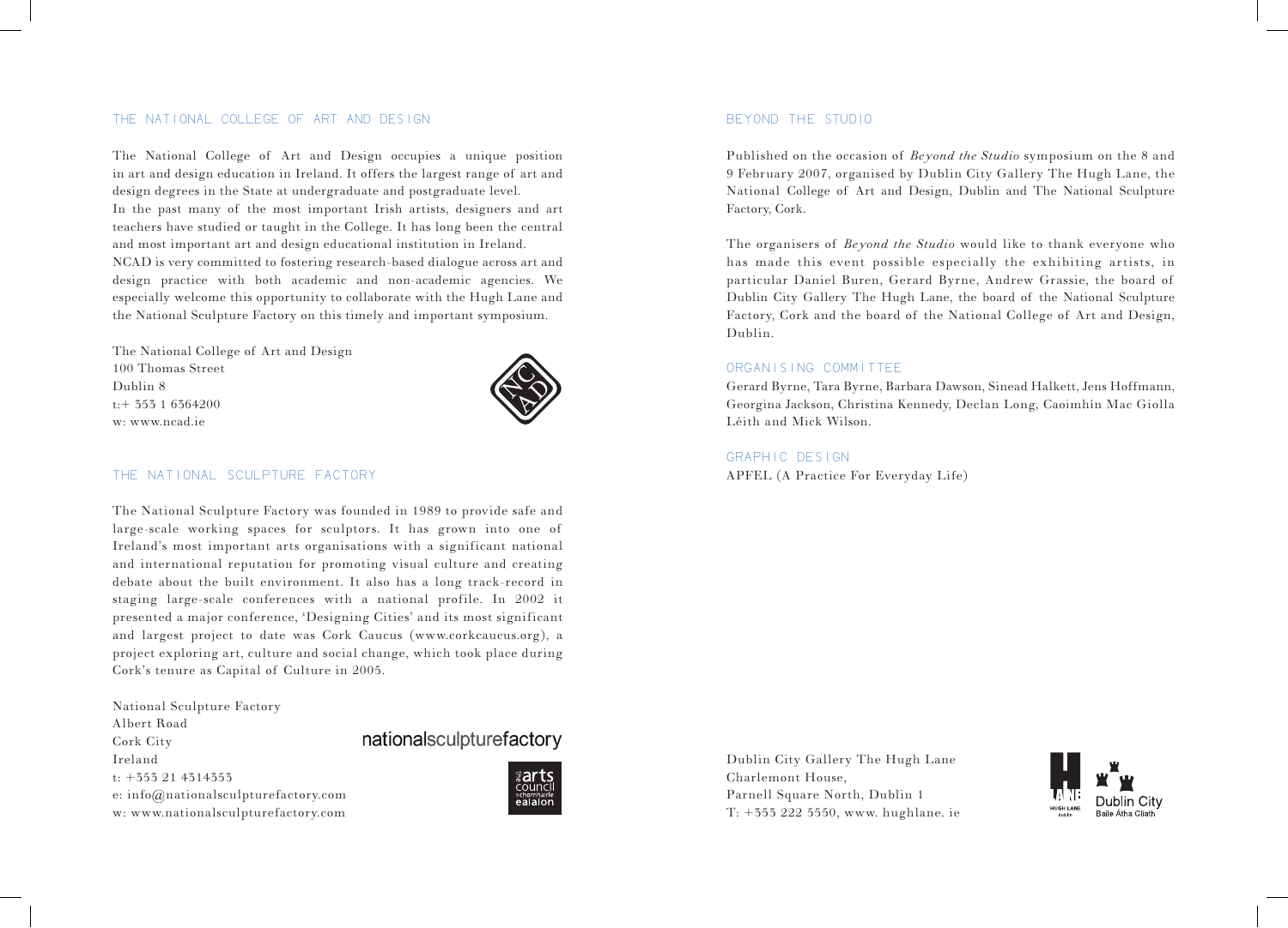## THE NATIONAL COLLEGE OF ART AND DESIGN

The National College of Art and Design occupies a unique position in art and design education in Ireland. It offers the largest range of art and design degrees in the State at undergraduate and postgraduate level.
In the past many of the most important Irish artists, designers and art teachers have studied or taught in the College. It has long been the central and most important art and design educational institution in Ireland.
NCAD is very committed to fostering research-based dialogue across art and design practice with both academic and non-academic agencies. We especially welcome this opportunity to collaborate with the Hugh Lane and the National Sculpture Factory on this timely and important symposium.

The National College of Art and Design
100 Thomas Street
Dublin 8
t:+ 353 1 6364200
w: www.ncad.ie

## THE NATIONAL SCULPTURE FACTORY

The National Sculpture Factory was founded in 1989 to provide safe and large-scale working spaces for sculptors. It has grown into one of Ireland's most important arts organisations with a significant national and international reputation for promoting visual culture and creating debate about the built environment. It also has a long track-record in staging large-scale conferences with a national profile. In 2002 it presented a major conference, 'Designing Cities' and its most significant and largest project to date was Cork Caucus (www.corkcaucus.org), a project exploring art, culture and social change, which took place during Cork's tenure as Capital of Culture in 2005.

National Sculpture Factory
Albert Road
Cork City
Ireland
t: +353 21 4314353
e: info@nationalsculpturefactory.com
w: www.nationalsculpturefactory.com

nationalsculpturefactory

## BEYOND THE STUDIO

Published on the occasion of *Beyond the Studio* symposium on the 8 and 9 February 2007, organised by Dublin City Gallery The Hugh Lane, the National College of Art and Design, Dublin and The National Sculpture Factory, Cork.

The organisers of *Beyond the Studio* would like to thank everyone who has made this event possible especially the exhibiting artists, in particular Daniel Buren, Gerard Byrne, Andrew Grassie, the board of Dublin City Gallery The Hugh Lane, the board of the National Sculpture Factory, Cork and the board of the National College of Art and Design, Dublin.

### ORGANISING COMMITTEE

Gerard Byrne, Tara Byrne, Barbara Dawson, Sinead Halkett, Jens Hoffmann, Georgina Jackson, Christina Kennedy, Declan Long, Caoimhín Mac Giolla Léith and Mick Wilson.

### GRAPHIC DESIGN

APFEL (A Practice For Everyday Life)

Dublin City Gallery The Hugh Lane
Charlemont House,
Parnell Square North, Dublin 1
T: +353 222 5550, www. hughlane. ie

Dublin City
Baile Átha Cliath